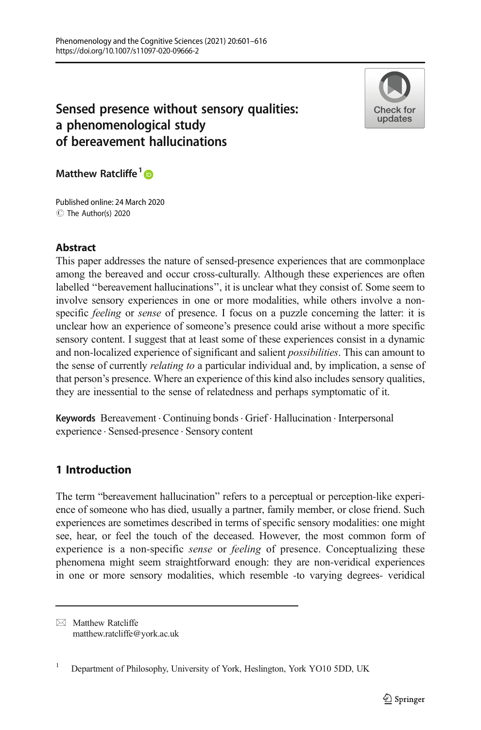# Sensed presence without sensory qualities: a phenomenological study of bereavement hallucinations

Matthew Ratcliffe[1]

Published online: 24 March 2020
© The Author(s) 2020

## Abstract

This paper addresses the nature of sensed-presence experiences that are commonplace among the bereaved and occur cross-culturally. Although these experiences are often labelled "bereavement hallucinations", it is unclear what they consist of. Some seem to involve sensory experiences in one or more modalities, while others involve a non-specific *feeling* or *sense* of presence. I focus on a puzzle concerning the latter: it is unclear how an experience of someone's presence could arise without a more specific sensory content. I suggest that at least some of these experiences consist in a dynamic and non-localized experience of significant and salient *possibilities*. This can amount to the sense of currently *relating to* a particular individual and, by implication, a sense of that person's presence. Where an experience of this kind also includes sensory qualities, they are inessential to the sense of relatedness and perhaps symptomatic of it.

**Keywords** Bereavement · Continuing bonds · Grief · Hallucination · Interpersonal experience · Sensed-presence · Sensory content

## 1 Introduction

The term "bereavement hallucination" refers to a perceptual or perception-like experience of someone who has died, usually a partner, family member, or close friend. Such experiences are sometimes described in terms of specific sensory modalities: one might see, hear, or feel the touch of the deceased. However, the most common form of experience is a non-specific *sense* or *feeling* of presence. Conceptualizing these phenomena might seem straightforward enough: they are non-veridical experiences in one or more sensory modalities, which resemble -to varying degrees- veridical

---

✉ Matthew Ratcliffe
matthew.ratcliffe@york.ac.uk

[1] Department of Philosophy, University of York, Heslington, York YO10 5DD, UK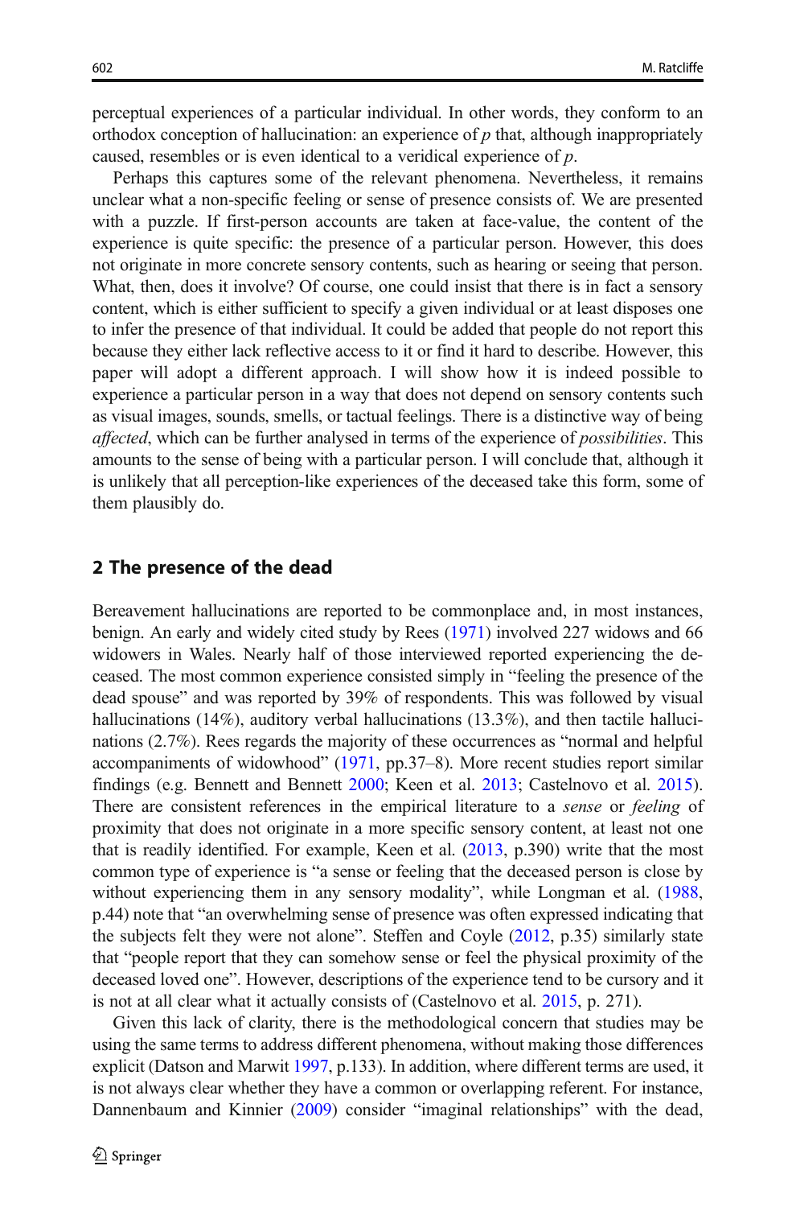perceptual experiences of a particular individual. In other words, they conform to an orthodox conception of hallucination: an experience of $p$ that, although inappropriately caused, resembles or is even identical to a veridical experience of $p$.

Perhaps this captures some of the relevant phenomena. Nevertheless, it remains unclear what a non-specific feeling or sense of presence consists of. We are presented with a puzzle. If first-person accounts are taken at face-value, the content of the experience is quite specific: the presence of a particular person. However, this does not originate in more concrete sensory contents, such as hearing or seeing that person. What, then, does it involve? Of course, one could insist that there is in fact a sensory content, which is either sufficient to specify a given individual or at least disposes one to infer the presence of that individual. It could be added that people do not report this because they either lack reflective access to it or find it hard to describe. However, this paper will adopt a different approach. I will show how it is indeed possible to experience a particular person in a way that does not depend on sensory contents such as visual images, sounds, smells, or tactual feelings. There is a distinctive way of being *affected*, which can be further analysed in terms of the experience of *possibilities*. This amounts to the sense of being with a particular person. I will conclude that, although it is unlikely that all perception-like experiences of the deceased take this form, some of them plausibly do.

## 2 The presence of the dead

Bereavement hallucinations are reported to be commonplace and, in most instances, benign. An early and widely cited study by Rees (1971) involved 227 widows and 66 widowers in Wales. Nearly half of those interviewed reported experiencing the deceased. The most common experience consisted simply in "feeling the presence of the dead spouse" and was reported by 39% of respondents. This was followed by visual hallucinations (14%), auditory verbal hallucinations (13.3%), and then tactile hallucinations (2.7%). Rees regards the majority of these occurrences as "normal and helpful accompaniments of widowhood" (1971, pp.37–8). More recent studies report similar findings (e.g. Bennett and Bennett 2000; Keen et al. 2013; Castelnovo et al. 2015). There are consistent references in the empirical literature to a *sense* or *feeling* of proximity that does not originate in a more specific sensory content, at least not one that is readily identified. For example, Keen et al. (2013, p.390) write that the most common type of experience is "a sense or feeling that the deceased person is close by without experiencing them in any sensory modality", while Longman et al. (1988, p.44) note that "an overwhelming sense of presence was often expressed indicating that the subjects felt they were not alone". Steffen and Coyle (2012, p.35) similarly state that "people report that they can somehow sense or feel the physical proximity of the deceased loved one". However, descriptions of the experience tend to be cursory and it is not at all clear what it actually consists of (Castelnovo et al. 2015, p. 271).

Given this lack of clarity, there is the methodological concern that studies may be using the same terms to address different phenomena, without making those differences explicit (Datson and Marwit 1997, p.133). In addition, where different terms are used, it is not always clear whether they have a common or overlapping referent. For instance, Dannenbaum and Kinnier (2009) consider "imaginal relationships" with the dead,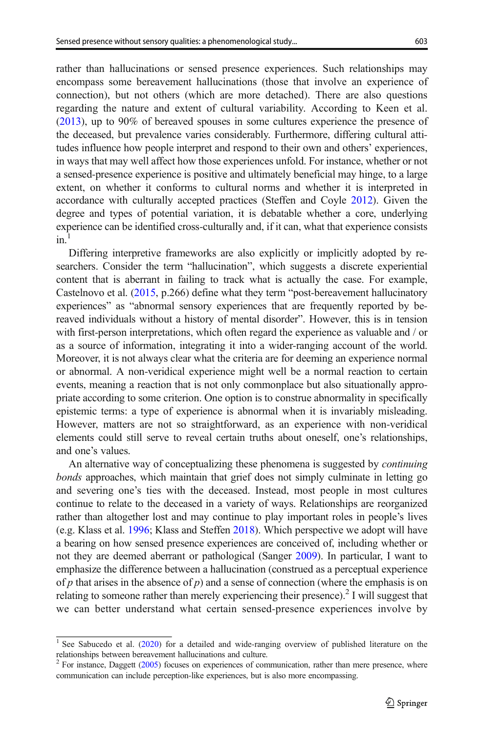rather than hallucinations or sensed presence experiences. Such relationships may encompass some bereavement hallucinations (those that involve an experience of connection), but not others (which are more detached). There are also questions regarding the nature and extent of cultural variability. According to Keen et al. (2013), up to 90% of bereaved spouses in some cultures experience the presence of the deceased, but prevalence varies considerably. Furthermore, differing cultural attitudes influence how people interpret and respond to their own and others' experiences, in ways that may well affect how those experiences unfold. For instance, whether or not a sensed-presence experience is positive and ultimately beneficial may hinge, to a large extent, on whether it conforms to cultural norms and whether it is interpreted in accordance with culturally accepted practices (Steffen and Coyle 2012). Given the degree and types of potential variation, it is debatable whether a core, underlying experience can be identified cross-culturally and, if it can, what that experience consists in.[1]

Differing interpretive frameworks are also explicitly or implicitly adopted by researchers. Consider the term "hallucination", which suggests a discrete experiential content that is aberrant in failing to track what is actually the case. For example, Castelnovo et al. (2015, p.266) define what they term "post-bereavement hallucinatory experiences" as "abnormal sensory experiences that are frequently reported by bereaved individuals without a history of mental disorder". However, this is in tension with first-person interpretations, which often regard the experience as valuable and / or as a source of information, integrating it into a wider-ranging account of the world. Moreover, it is not always clear what the criteria are for deeming an experience normal or abnormal. A non-veridical experience might well be a normal reaction to certain events, meaning a reaction that is not only commonplace but also situationally appropriate according to some criterion. One option is to construe abnormality in specifically epistemic terms: a type of experience is abnormal when it is invariably misleading. However, matters are not so straightforward, as an experience with non-veridical elements could still serve to reveal certain truths about oneself, one's relationships, and one's values.

An alternative way of conceptualizing these phenomena is suggested by *continuing bonds* approaches, which maintain that grief does not simply culminate in letting go and severing one's ties with the deceased. Instead, most people in most cultures continue to relate to the deceased in a variety of ways. Relationships are reorganized rather than altogether lost and may continue to play important roles in people's lives (e.g. Klass et al. 1996; Klass and Steffen 2018). Which perspective we adopt will have a bearing on how sensed presence experiences are conceived of, including whether or not they are deemed aberrant or pathological (Sanger 2009). In particular, I want to emphasize the difference between a hallucination (construed as a perceptual experience of *p* that arises in the absence of *p*) and a sense of connection (where the emphasis is on relating to someone rather than merely experiencing their presence).[2] I will suggest that we can better understand what certain sensed-presence experiences involve by

[1] See Sabucedo et al. (2020) for a detailed and wide-ranging overview of published literature on the relationships between bereavement hallucinations and culture.

[2] For instance, Daggett (2005) focuses on experiences of communication, rather than mere presence, where communication can include perception-like experiences, but is also more encompassing.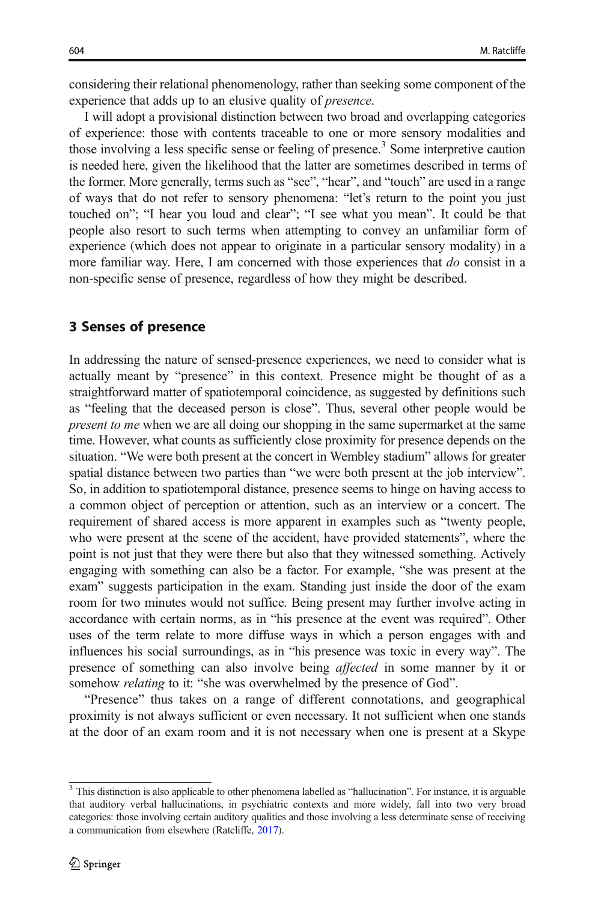considering their relational phenomenology, rather than seeking some component of the experience that adds up to an elusive quality of *presence*.

I will adopt a provisional distinction between two broad and overlapping categories of experience: those with contents traceable to one or more sensory modalities and those involving a less specific sense or feeling of presence.[3] Some interpretive caution is needed here, given the likelihood that the latter are sometimes described in terms of the former. More generally, terms such as "see", "hear", and "touch" are used in a range of ways that do not refer to sensory phenomena: "let's return to the point you just touched on"; "I hear you loud and clear"; "I see what you mean". It could be that people also resort to such terms when attempting to convey an unfamiliar form of experience (which does not appear to originate in a particular sensory modality) in a more familiar way. Here, I am concerned with those experiences that *do* consist in a non-specific sense of presence, regardless of how they might be described.

## 3 Senses of presence

In addressing the nature of sensed-presence experiences, we need to consider what is actually meant by "presence" in this context. Presence might be thought of as a straightforward matter of spatiotemporal coincidence, as suggested by definitions such as "feeling that the deceased person is close". Thus, several other people would be *present to me* when we are all doing our shopping in the same supermarket at the same time. However, what counts as sufficiently close proximity for presence depends on the situation. "We were both present at the concert in Wembley stadium" allows for greater spatial distance between two parties than "we were both present at the job interview". So, in addition to spatiotemporal distance, presence seems to hinge on having access to a common object of perception or attention, such as an interview or a concert. The requirement of shared access is more apparent in examples such as "twenty people, who were present at the scene of the accident, have provided statements", where the point is not just that they were there but also that they witnessed something. Actively engaging with something can also be a factor. For example, "she was present at the exam" suggests participation in the exam. Standing just inside the door of the exam room for two minutes would not suffice. Being present may further involve acting in accordance with certain norms, as in "his presence at the event was required". Other uses of the term relate to more diffuse ways in which a person engages with and influences his social surroundings, as in "his presence was toxic in every way". The presence of something can also involve being *affected* in some manner by it or somehow *relating* to it: "she was overwhelmed by the presence of God".

"Presence" thus takes on a range of different connotations, and geographical proximity is not always sufficient or even necessary. It not sufficient when one stands at the door of an exam room and it is not necessary when one is present at a Skype

---

[3] This distinction is also applicable to other phenomena labelled as "hallucination". For instance, it is arguable that auditory verbal hallucinations, in psychiatric contexts and more widely, fall into two very broad categories: those involving certain auditory qualities and those involving a less determinate sense of receiving a communication from elsewhere (Ratcliffe, 2017).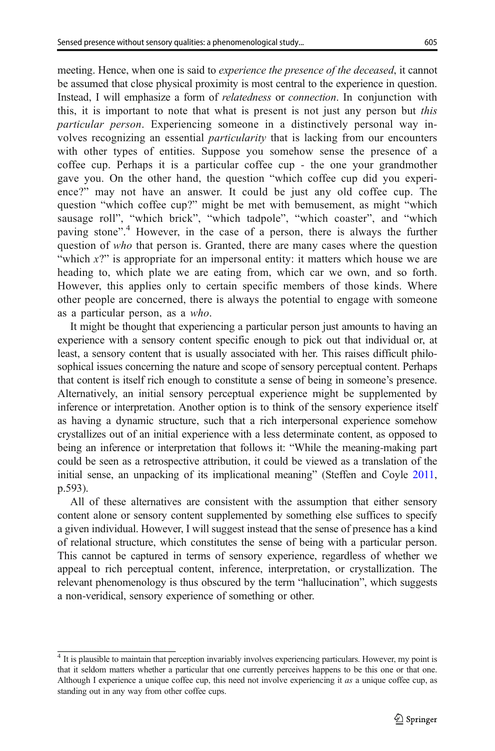meeting. Hence, when one is said to *experience the presence of the deceased*, it cannot be assumed that close physical proximity is most central to the experience in question. Instead, I will emphasize a form of *relatedness* or *connection*. In conjunction with this, it is important to note that what is present is not just any person but *this particular person*. Experiencing someone in a distinctively personal way involves recognizing an essential *particularity* that is lacking from our encounters with other types of entities. Suppose you somehow sense the presence of a coffee cup. Perhaps it is a particular coffee cup - the one your grandmother gave you. On the other hand, the question "which coffee cup did you experience?" may not have an answer. It could be just any old coffee cup. The question "which coffee cup?" might be met with bemusement, as might "which sausage roll", "which brick", "which tadpole", "which coaster", and "which paving stone".[4] However, in the case of a person, there is always the further question of *who* that person is. Granted, there are many cases where the question "which *x*?" is appropriate for an impersonal entity: it matters which house we are heading to, which plate we are eating from, which car we own, and so forth. However, this applies only to certain specific members of those kinds. Where other people are concerned, there is always the potential to engage with someone as a particular person, as a *who*.

It might be thought that experiencing a particular person just amounts to having an experience with a sensory content specific enough to pick out that individual or, at least, a sensory content that is usually associated with her. This raises difficult philosophical issues concerning the nature and scope of sensory perceptual content. Perhaps that content is itself rich enough to constitute a sense of being in someone's presence. Alternatively, an initial sensory perceptual experience might be supplemented by inference or interpretation. Another option is to think of the sensory experience itself as having a dynamic structure, such that a rich interpersonal experience somehow crystallizes out of an initial experience with a less determinate content, as opposed to being an inference or interpretation that follows it: "While the meaning-making part could be seen as a retrospective attribution, it could be viewed as a translation of the initial sense, an unpacking of its implicational meaning" (Steffen and Coyle 2011, p.593).

All of these alternatives are consistent with the assumption that either sensory content alone or sensory content supplemented by something else suffices to specify a given individual. However, I will suggest instead that the sense of presence has a kind of relational structure, which constitutes the sense of being with a particular person. This cannot be captured in terms of sensory experience, regardless of whether we appeal to rich perceptual content, inference, interpretation, or crystallization. The relevant phenomenology is thus obscured by the term "hallucination", which suggests a non-veridical, sensory experience of something or other.

[4] It is plausible to maintain that perception invariably involves experiencing particulars. However, my point is that it seldom matters whether a particular that one currently perceives happens to be this one or that one. Although I experience a unique coffee cup, this need not involve experiencing it *as* a unique coffee cup, as standing out in any way from other coffee cups.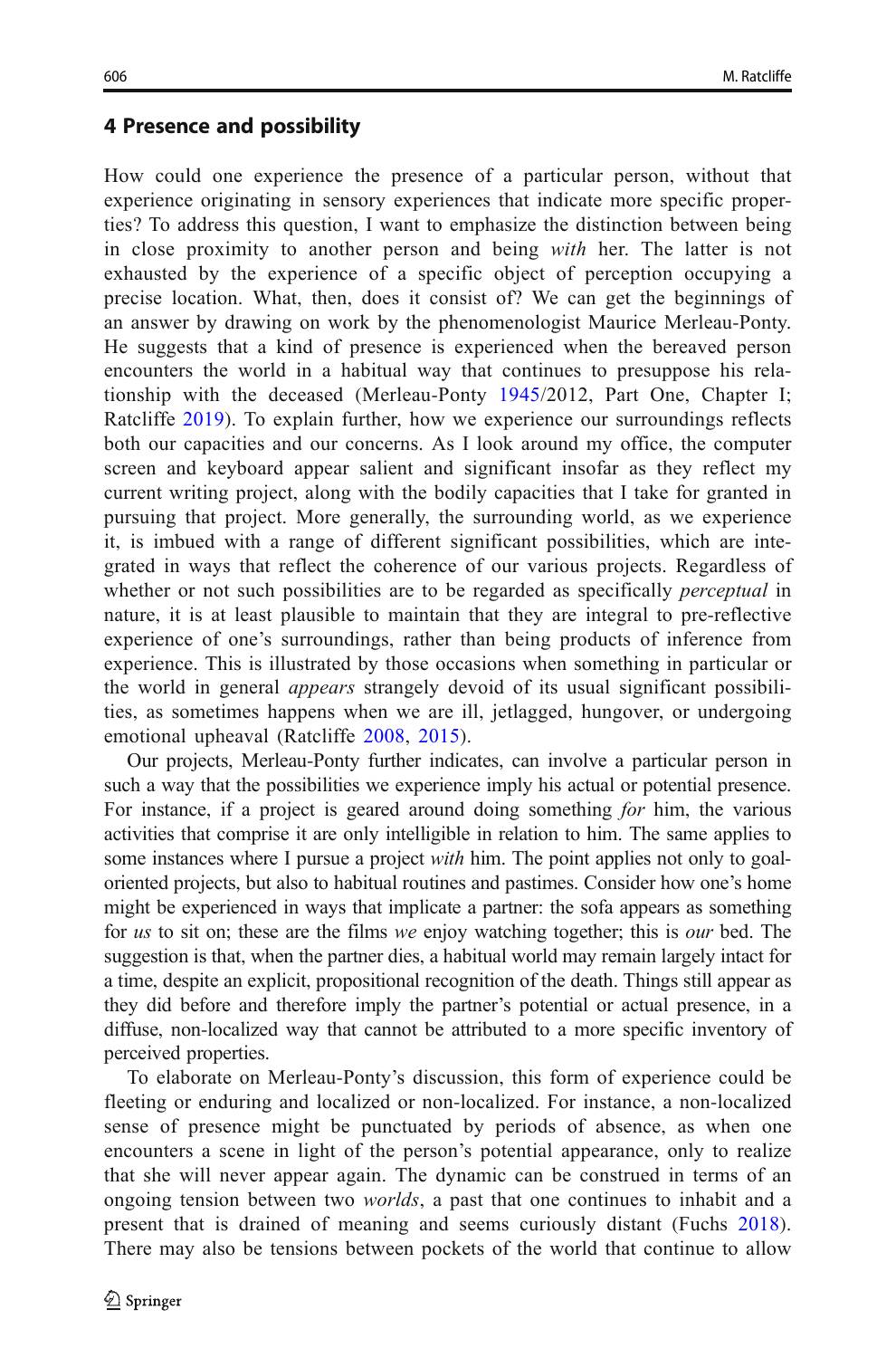## 4 Presence and possibility

How could one experience the presence of a particular person, without that experience originating in sensory experiences that indicate more specific properties? To address this question, I want to emphasize the distinction between being in close proximity to another person and being *with* her. The latter is not exhausted by the experience of a specific object of perception occupying a precise location. What, then, does it consist of? We can get the beginnings of an answer by drawing on work by the phenomenologist Maurice Merleau-Ponty. He suggests that a kind of presence is experienced when the bereaved person encounters the world in a habitual way that continues to presuppose his relationship with the deceased (Merleau-Ponty 1945/2012, Part One, Chapter I; Ratcliffe 2019). To explain further, how we experience our surroundings reflects both our capacities and our concerns. As I look around my office, the computer screen and keyboard appear salient and significant insofar as they reflect my current writing project, along with the bodily capacities that I take for granted in pursuing that project. More generally, the surrounding world, as we experience it, is imbued with a range of different significant possibilities, which are integrated in ways that reflect the coherence of our various projects. Regardless of whether or not such possibilities are to be regarded as specifically *perceptual* in nature, it is at least plausible to maintain that they are integral to pre-reflective experience of one's surroundings, rather than being products of inference from experience. This is illustrated by those occasions when something in particular or the world in general *appears* strangely devoid of its usual significant possibilities, as sometimes happens when we are ill, jetlagged, hungover, or undergoing emotional upheaval (Ratcliffe 2008, 2015).

Our projects, Merleau-Ponty further indicates, can involve a particular person in such a way that the possibilities we experience imply his actual or potential presence. For instance, if a project is geared around doing something *for* him, the various activities that comprise it are only intelligible in relation to him. The same applies to some instances where I pursue a project *with* him. The point applies not only to goal-oriented projects, but also to habitual routines and pastimes. Consider how one's home might be experienced in ways that implicate a partner: the sofa appears as something for *us* to sit on; these are the films *we* enjoy watching together; this is *our* bed. The suggestion is that, when the partner dies, a habitual world may remain largely intact for a time, despite an explicit, propositional recognition of the death. Things still appear as they did before and therefore imply the partner's potential or actual presence, in a diffuse, non-localized way that cannot be attributed to a more specific inventory of perceived properties.

To elaborate on Merleau-Ponty's discussion, this form of experience could be fleeting or enduring and localized or non-localized. For instance, a non-localized sense of presence might be punctuated by periods of absence, as when one encounters a scene in light of the person's potential appearance, only to realize that she will never appear again. The dynamic can be construed in terms of an ongoing tension between two *worlds*, a past that one continues to inhabit and a present that is drained of meaning and seems curiously distant (Fuchs 2018). There may also be tensions between pockets of the world that continue to allow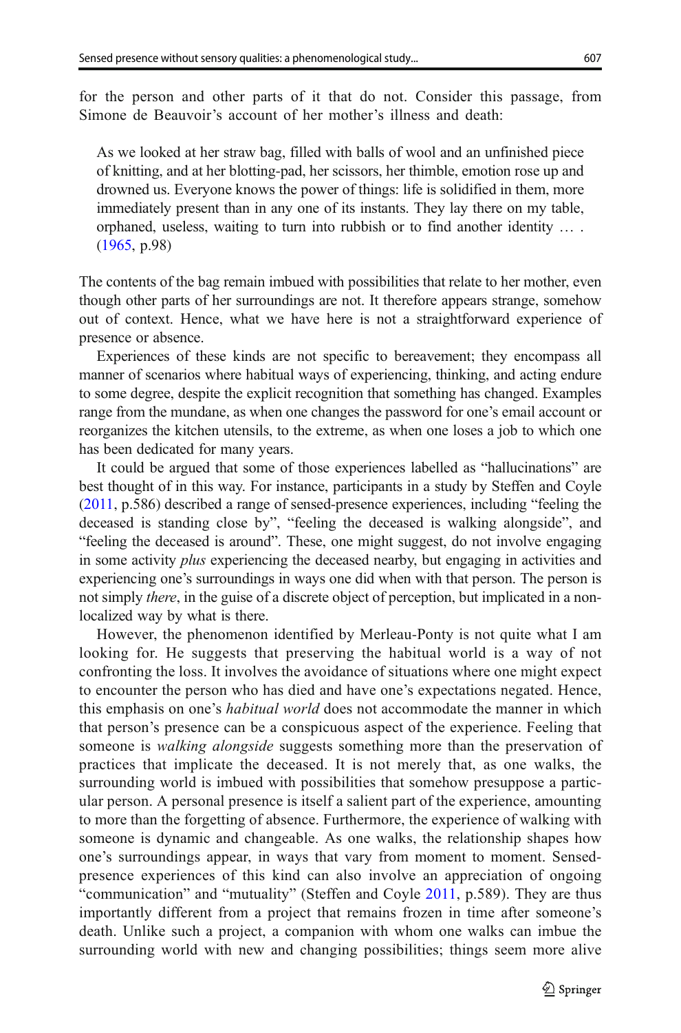for the person and other parts of it that do not. Consider this passage, from Simone de Beauvoir's account of her mother's illness and death:

> As we looked at her straw bag, filled with balls of wool and an unfinished piece of knitting, and at her blotting-pad, her scissors, her thimble, emotion rose up and drowned us. Everyone knows the power of things: life is solidified in them, more immediately present than in any one of its instants. They lay there on my table, orphaned, useless, waiting to turn into rubbish or to find another identity … . (1965, p.98)

The contents of the bag remain imbued with possibilities that relate to her mother, even though other parts of her surroundings are not. It therefore appears strange, somehow out of context. Hence, what we have here is not a straightforward experience of presence or absence.

Experiences of these kinds are not specific to bereavement; they encompass all manner of scenarios where habitual ways of experiencing, thinking, and acting endure to some degree, despite the explicit recognition that something has changed. Examples range from the mundane, as when one changes the password for one's email account or reorganizes the kitchen utensils, to the extreme, as when one loses a job to which one has been dedicated for many years.

It could be argued that some of those experiences labelled as "hallucinations" are best thought of in this way. For instance, participants in a study by Steffen and Coyle (2011, p.586) described a range of sensed-presence experiences, including "feeling the deceased is standing close by", "feeling the deceased is walking alongside", and "feeling the deceased is around". These, one might suggest, do not involve engaging in some activity *plus* experiencing the deceased nearby, but engaging in activities and experiencing one's surroundings in ways one did when with that person. The person is not simply *there*, in the guise of a discrete object of perception, but implicated in a non-localized way by what is there.

However, the phenomenon identified by Merleau-Ponty is not quite what I am looking for. He suggests that preserving the habitual world is a way of not confronting the loss. It involves the avoidance of situations where one might expect to encounter the person who has died and have one's expectations negated. Hence, this emphasis on one's *habitual world* does not accommodate the manner in which that person's presence can be a conspicuous aspect of the experience. Feeling that someone is *walking alongside* suggests something more than the preservation of practices that implicate the deceased. It is not merely that, as one walks, the surrounding world is imbued with possibilities that somehow presuppose a particular person. A personal presence is itself a salient part of the experience, amounting to more than the forgetting of absence. Furthermore, the experience of walking with someone is dynamic and changeable. As one walks, the relationship shapes how one's surroundings appear, in ways that vary from moment to moment. Sensed-presence experiences of this kind can also involve an appreciation of ongoing "communication" and "mutuality" (Steffen and Coyle 2011, p.589). They are thus importantly different from a project that remains frozen in time after someone's death. Unlike such a project, a companion with whom one walks can imbue the surrounding world with new and changing possibilities; things seem more alive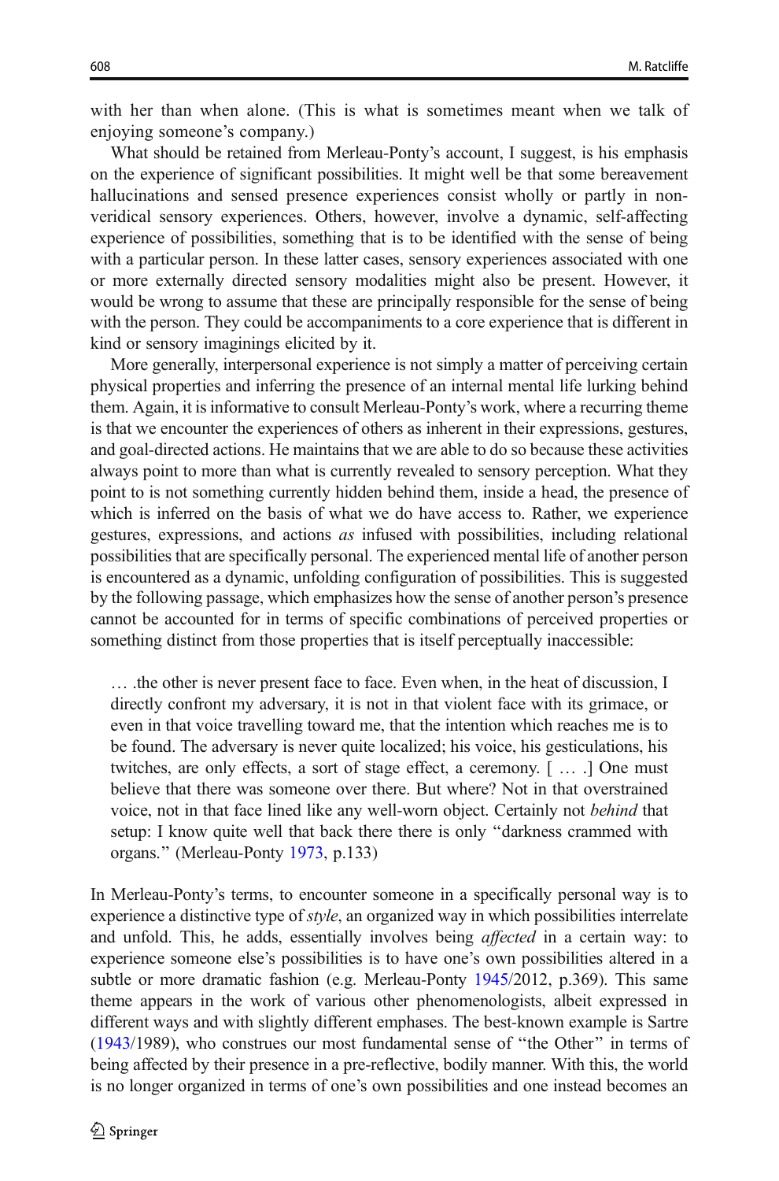with her than when alone. (This is what is sometimes meant when we talk of enjoying someone's company.)

What should be retained from Merleau-Ponty's account, I suggest, is his emphasis on the experience of significant possibilities. It might well be that some bereavement hallucinations and sensed presence experiences consist wholly or partly in non-veridical sensory experiences. Others, however, involve a dynamic, self-affecting experience of possibilities, something that is to be identified with the sense of being with a particular person. In these latter cases, sensory experiences associated with one or more externally directed sensory modalities might also be present. However, it would be wrong to assume that these are principally responsible for the sense of being with the person. They could be accompaniments to a core experience that is different in kind or sensory imaginings elicited by it.

More generally, interpersonal experience is not simply a matter of perceiving certain physical properties and inferring the presence of an internal mental life lurking behind them. Again, it is informative to consult Merleau-Ponty's work, where a recurring theme is that we encounter the experiences of others as inherent in their expressions, gestures, and goal-directed actions. He maintains that we are able to do so because these activities always point to more than what is currently revealed to sensory perception. What they point to is not something currently hidden behind them, inside a head, the presence of which is inferred on the basis of what we do have access to. Rather, we experience gestures, expressions, and actions *as* infused with possibilities, including relational possibilities that are specifically personal. The experienced mental life of another person is encountered as a dynamic, unfolding configuration of possibilities. This is suggested by the following passage, which emphasizes how the sense of another person's presence cannot be accounted for in terms of specific combinations of perceived properties or something distinct from those properties that is itself perceptually inaccessible:

> … .the other is never present face to face. Even when, in the heat of discussion, I directly confront my adversary, it is not in that violent face with its grimace, or even in that voice travelling toward me, that the intention which reaches me is to be found. The adversary is never quite localized; his voice, his gesticulations, his twitches, are only effects, a sort of stage effect, a ceremony. [ … .] One must believe that there was someone over there. But where? Not in that overstrained voice, not in that face lined like any well-worn object. Certainly not *behind* that setup: I know quite well that back there there is only "darkness crammed with organs." (Merleau-Ponty 1973, p.133)

In Merleau-Ponty's terms, to encounter someone in a specifically personal way is to experience a distinctive type of *style*, an organized way in which possibilities interrelate and unfold. This, he adds, essentially involves being *affected* in a certain way: to experience someone else's possibilities is to have one's own possibilities altered in a subtle or more dramatic fashion (e.g. Merleau-Ponty 1945/2012, p.369). This same theme appears in the work of various other phenomenologists, albeit expressed in different ways and with slightly different emphases. The best-known example is Sartre (1943/1989), who construes our most fundamental sense of "the Other" in terms of being affected by their presence in a pre-reflective, bodily manner. With this, the world is no longer organized in terms of one's own possibilities and one instead becomes an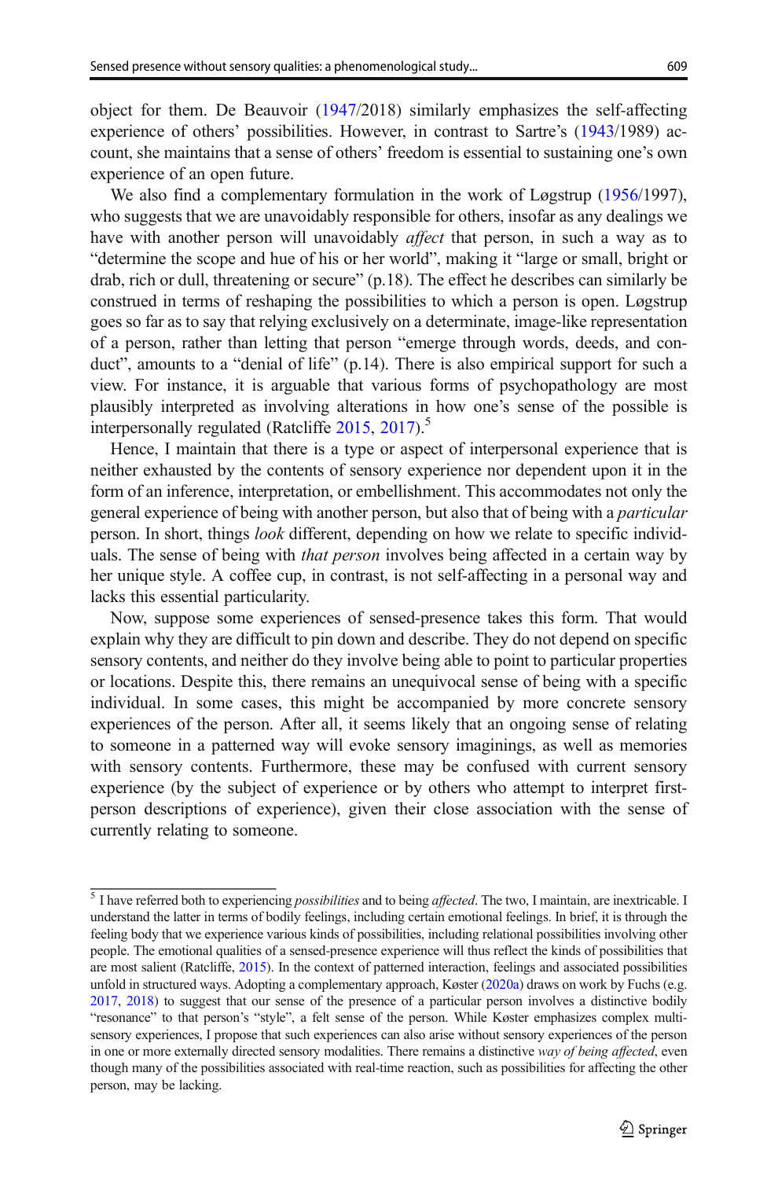object for them. De Beauvoir (1947/2018) similarly emphasizes the self-affecting experience of others' possibilities. However, in contrast to Sartre's (1943/1989) account, she maintains that a sense of others' freedom is essential to sustaining one's own experience of an open future.

We also find a complementary formulation in the work of Løgstrup (1956/1997), who suggests that we are unavoidably responsible for others, insofar as any dealings we have with another person will unavoidably *affect* that person, in such a way as to "determine the scope and hue of his or her world", making it "large or small, bright or drab, rich or dull, threatening or secure" (p.18). The effect he describes can similarly be construed in terms of reshaping the possibilities to which a person is open. Løgstrup goes so far as to say that relying exclusively on a determinate, image-like representation of a person, rather than letting that person "emerge through words, deeds, and conduct", amounts to a "denial of life" (p.14). There is also empirical support for such a view. For instance, it is arguable that various forms of psychopathology are most plausibly interpreted as involving alterations in how one's sense of the possible is interpersonally regulated (Ratcliffe 2015, 2017).[5]

Hence, I maintain that there is a type or aspect of interpersonal experience that is neither exhausted by the contents of sensory experience nor dependent upon it in the form of an inference, interpretation, or embellishment. This accommodates not only the general experience of being with another person, but also that of being with a *particular* person. In short, things *look* different, depending on how we relate to specific individuals. The sense of being with *that person* involves being affected in a certain way by her unique style. A coffee cup, in contrast, is not self-affecting in a personal way and lacks this essential particularity.

Now, suppose some experiences of sensed-presence takes this form. That would explain why they are difficult to pin down and describe. They do not depend on specific sensory contents, and neither do they involve being able to point to particular properties or locations. Despite this, there remains an unequivocal sense of being with a specific individual. In some cases, this might be accompanied by more concrete sensory experiences of the person. After all, it seems likely that an ongoing sense of relating to someone in a patterned way will evoke sensory imaginings, as well as memories with sensory contents. Furthermore, these may be confused with current sensory experience (by the subject of experience or by others who attempt to interpret first-person descriptions of experience), given their close association with the sense of currently relating to someone.

---

[5] I have referred both to experiencing *possibilities* and to being *affected*. The two, I maintain, are inextricable. I understand the latter in terms of bodily feelings, including certain emotional feelings. In brief, it is through the feeling body that we experience various kinds of possibilities, including relational possibilities involving other people. The emotional qualities of a sensed-presence experience will thus reflect the kinds of possibilities that are most salient (Ratcliffe, 2015). In the context of patterned interaction, feelings and associated possibilities unfold in structured ways. Adopting a complementary approach, Køster (2020a) draws on work by Fuchs (e.g. 2017, 2018) to suggest that our sense of the presence of a particular person involves a distinctive bodily "resonance" to that person's "style", a felt sense of the person. While Køster emphasizes complex multisensory experiences, I propose that such experiences can also arise without sensory experiences of the person in one or more externally directed sensory modalities. There remains a distinctive *way of being affected*, even though many of the possibilities associated with real-time reaction, such as possibilities for affecting the other person, may be lacking.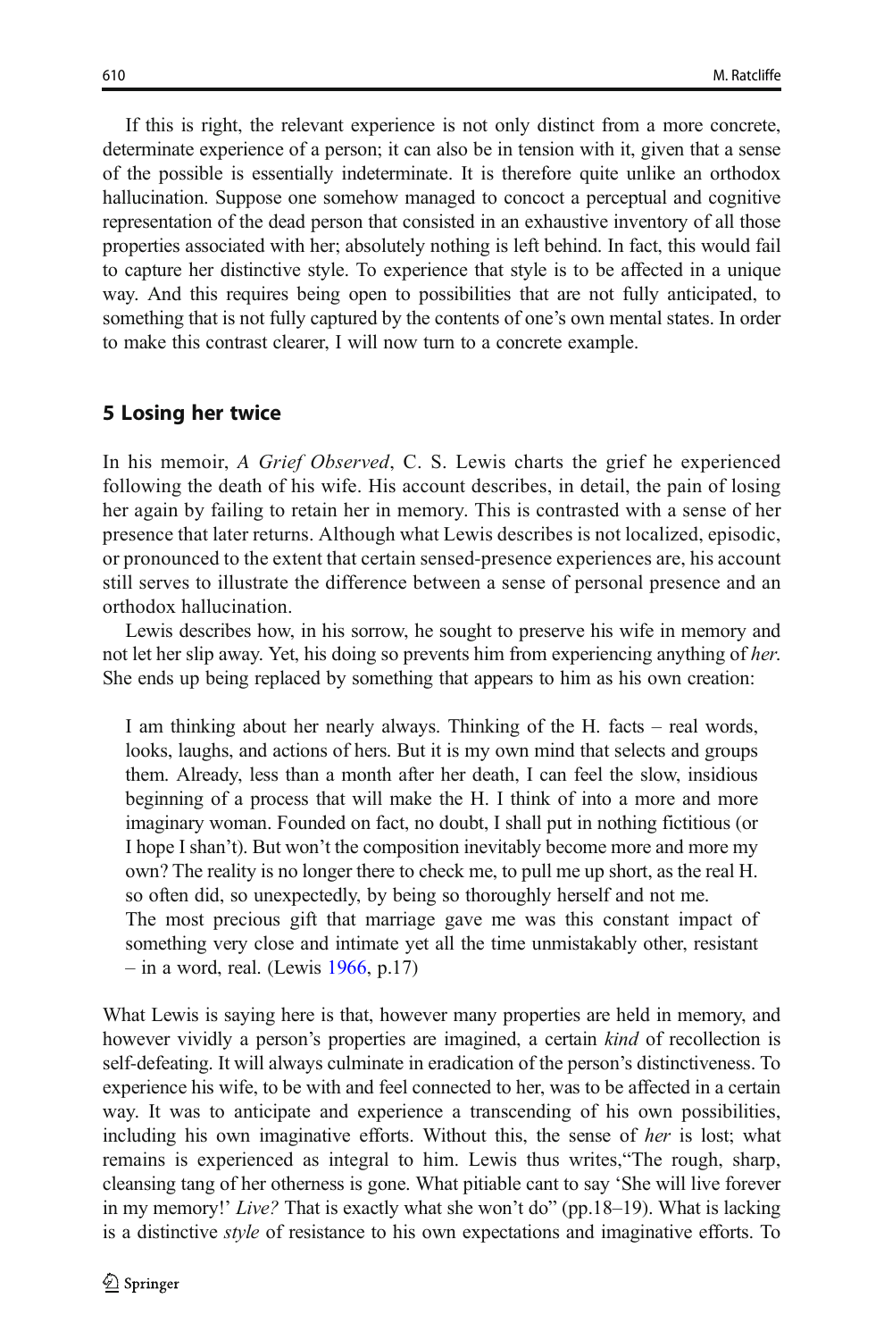If this is right, the relevant experience is not only distinct from a more concrete, determinate experience of a person; it can also be in tension with it, given that a sense of the possible is essentially indeterminate. It is therefore quite unlike an orthodox hallucination. Suppose one somehow managed to concoct a perceptual and cognitive representation of the dead person that consisted in an exhaustive inventory of all those properties associated with her; absolutely nothing is left behind. In fact, this would fail to capture her distinctive style. To experience that style is to be affected in a unique way. And this requires being open to possibilities that are not fully anticipated, to something that is not fully captured by the contents of one's own mental states. In order to make this contrast clearer, I will now turn to a concrete example.

## 5 Losing her twice

In his memoir, *A Grief Observed*, C. S. Lewis charts the grief he experienced following the death of his wife. His account describes, in detail, the pain of losing her again by failing to retain her in memory. This is contrasted with a sense of her presence that later returns. Although what Lewis describes is not localized, episodic, or pronounced to the extent that certain sensed-presence experiences are, his account still serves to illustrate the difference between a sense of personal presence and an orthodox hallucination.

Lewis describes how, in his sorrow, he sought to preserve his wife in memory and not let her slip away. Yet, his doing so prevents him from experiencing anything of *her*. She ends up being replaced by something that appears to him as his own creation:

> I am thinking about her nearly always. Thinking of the H. facts – real words, looks, laughs, and actions of hers. But it is my own mind that selects and groups them. Already, less than a month after her death, I can feel the slow, insidious beginning of a process that will make the H. I think of into a more and more imaginary woman. Founded on fact, no doubt, I shall put in nothing fictitious (or I hope I shan't). But won't the composition inevitably become more and more my own? The reality is no longer there to check me, to pull me up short, as the real H. so often did, so unexpectedly, by being so thoroughly herself and not me.
>
> The most precious gift that marriage gave me was this constant impact of something very close and intimate yet all the time unmistakably other, resistant – in a word, real. (Lewis 1966, p.17)

What Lewis is saying here is that, however many properties are held in memory, and however vividly a person's properties are imagined, a certain *kind* of recollection is self-defeating. It will always culminate in eradication of the person's distinctiveness. To experience his wife, to be with and feel connected to her, was to be affected in a certain way. It was to anticipate and experience a transcending of his own possibilities, including his own imaginative efforts. Without this, the sense of *her* is lost; what remains is experienced as integral to him. Lewis thus writes,"The rough, sharp, cleansing tang of her otherness is gone. What pitiable cant to say 'She will live forever in my memory!' *Live?* That is exactly what she won't do" (pp.18–19). What is lacking is a distinctive *style* of resistance to his own expectations and imaginative efforts. To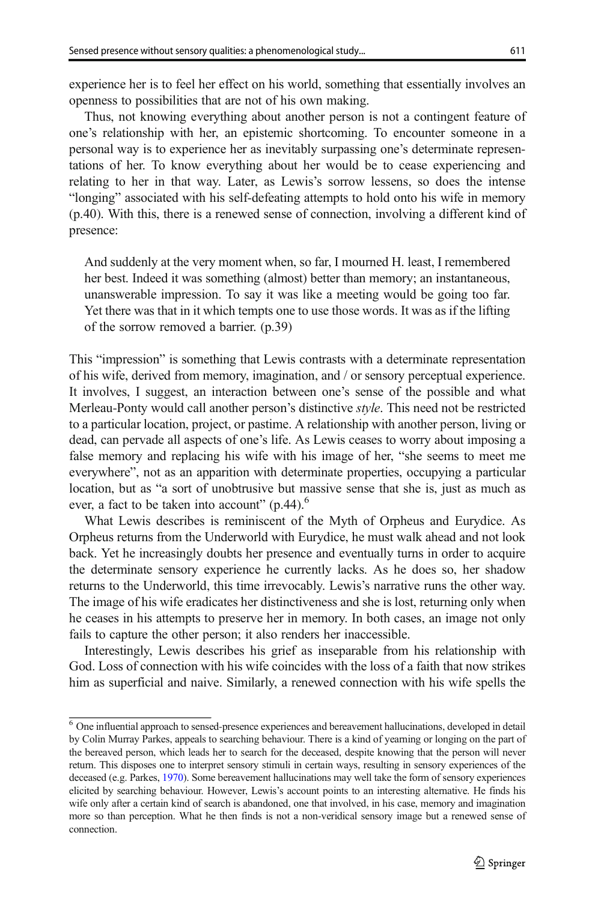experience her is to feel her effect on his world, something that essentially involves an openness to possibilities that are not of his own making.

Thus, not knowing everything about another person is not a contingent feature of one's relationship with her, an epistemic shortcoming. To encounter someone in a personal way is to experience her as inevitably surpassing one's determinate representations of her. To know everything about her would be to cease experiencing and relating to her in that way. Later, as Lewis's sorrow lessens, so does the intense "longing" associated with his self-defeating attempts to hold onto his wife in memory (p.40). With this, there is a renewed sense of connection, involving a different kind of presence:

> And suddenly at the very moment when, so far, I mourned H. least, I remembered her best. Indeed it was something (almost) better than memory; an instantaneous, unanswerable impression. To say it was like a meeting would be going too far. Yet there was that in it which tempts one to use those words. It was as if the lifting of the sorrow removed a barrier. (p.39)

This "impression" is something that Lewis contrasts with a determinate representation of his wife, derived from memory, imagination, and / or sensory perceptual experience. It involves, I suggest, an interaction between one's sense of the possible and what Merleau-Ponty would call another person's distinctive *style*. This need not be restricted to a particular location, project, or pastime. A relationship with another person, living or dead, can pervade all aspects of one's life. As Lewis ceases to worry about imposing a false memory and replacing his wife with his image of her, "she seems to meet me everywhere", not as an apparition with determinate properties, occupying a particular location, but as "a sort of unobtrusive but massive sense that she is, just as much as ever, a fact to be taken into account" (p.44).[6]

What Lewis describes is reminiscent of the Myth of Orpheus and Eurydice. As Orpheus returns from the Underworld with Eurydice, he must walk ahead and not look back. Yet he increasingly doubts her presence and eventually turns in order to acquire the determinate sensory experience he currently lacks. As he does so, her shadow returns to the Underworld, this time irrevocably. Lewis's narrative runs the other way. The image of his wife eradicates her distinctiveness and she is lost, returning only when he ceases in his attempts to preserve her in memory. In both cases, an image not only fails to capture the other person; it also renders her inaccessible.

Interestingly, Lewis describes his grief as inseparable from his relationship with God. Loss of connection with his wife coincides with the loss of a faith that now strikes him as superficial and naive. Similarly, a renewed connection with his wife spells the

---

[6] One influential approach to sensed-presence experiences and bereavement hallucinations, developed in detail by Colin Murray Parkes, appeals to searching behaviour. There is a kind of yearning or longing on the part of the bereaved person, which leads her to search for the deceased, despite knowing that the person will never return. This disposes one to interpret sensory stimuli in certain ways, resulting in sensory experiences of the deceased (e.g. Parkes, 1970). Some bereavement hallucinations may well take the form of sensory experiences elicited by searching behaviour. However, Lewis's account points to an interesting alternative. He finds his wife only after a certain kind of search is abandoned, one that involved, in his case, memory and imagination more so than perception. What he then finds is not a non-veridical sensory image but a renewed sense of connection.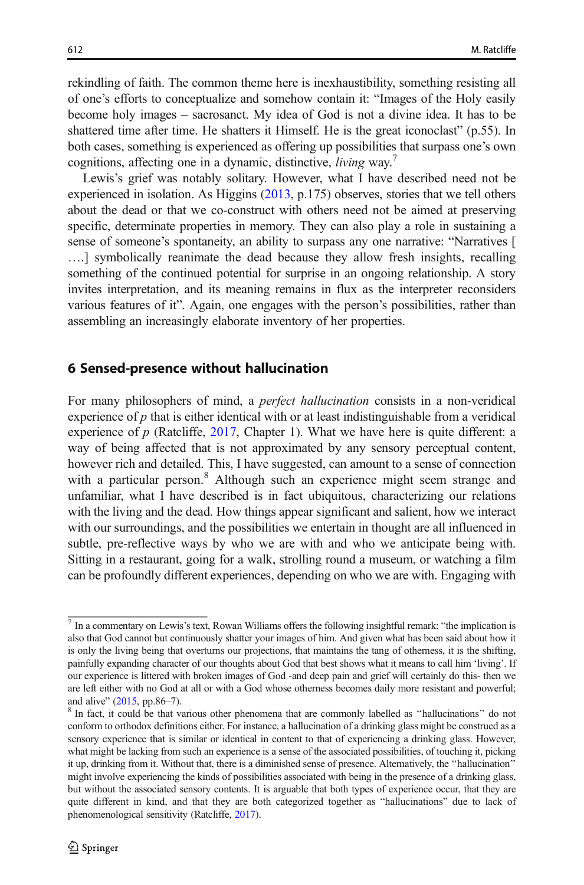rekindling of faith. The common theme here is inexhaustibility, something resisting all of one's efforts to conceptualize and somehow contain it: "Images of the Holy easily become holy images – sacrosanct. My idea of God is not a divine idea. It has to be shattered time after time. He shatters it Himself. He is the great iconoclast" (p.55). In both cases, something is experienced as offering up possibilities that surpass one's own cognitions, affecting one in a dynamic, distinctive, *living* way.[7]

Lewis's grief was notably solitary. However, what I have described need not be experienced in isolation. As Higgins (2013, p.175) observes, stories that we tell others about the dead or that we co-construct with others need not be aimed at preserving specific, determinate properties in memory. They can also play a role in sustaining a sense of someone's spontaneity, an ability to surpass any one narrative: "Narratives [ ….] symbolically reanimate the dead because they allow fresh insights, recalling something of the continued potential for surprise in an ongoing relationship. A story invites interpretation, and its meaning remains in flux as the interpreter reconsiders various features of it". Again, one engages with the person's possibilities, rather than assembling an increasingly elaborate inventory of her properties.

## 6 Sensed-presence without hallucination

For many philosophers of mind, a *perfect hallucination* consists in a non-veridical experience of *p* that is either identical with or at least indistinguishable from a veridical experience of *p* (Ratcliffe, 2017, Chapter 1). What we have here is quite different: a way of being affected that is not approximated by any sensory perceptual content, however rich and detailed. This, I have suggested, can amount to a sense of connection with a particular person.[8] Although such an experience might seem strange and unfamiliar, what I have described is in fact ubiquitous, characterizing our relations with the living and the dead. How things appear significant and salient, how we interact with our surroundings, and the possibilities we entertain in thought are all influenced in subtle, pre-reflective ways by who we are with and who we anticipate being with. Sitting in a restaurant, going for a walk, strolling round a museum, or watching a film can be profoundly different experiences, depending on who we are with. Engaging with

---

[7] In a commentary on Lewis's text, Rowan Williams offers the following insightful remark: "the implication is also that God cannot but continuously shatter your images of him. And given what has been said about how it is only the living being that overturns our projections, that maintains the tang of otherness, it is the shifting, painfully expanding character of our thoughts about God that best shows what it means to call him 'living'. If our experience is littered with broken images of God -and deep pain and grief will certainly do this- then we are left either with no God at all or with a God whose otherness becomes daily more resistant and powerful; and alive" (2015, pp.86–7).

[8] In fact, it could be that various other phenomena that are commonly labelled as "hallucinations" do not conform to orthodox definitions either. For instance, a hallucination of a drinking glass might be construed as a sensory experience that is similar or identical in content to that of experiencing a drinking glass. However, what might be lacking from such an experience is a sense of the associated possibilities, of touching it, picking it up, drinking from it. Without that, there is a diminished sense of presence. Alternatively, the "hallucination" might involve experiencing the kinds of possibilities associated with being in the presence of a drinking glass, but without the associated sensory contents. It is arguable that both types of experience occur, that they are quite different in kind, and that they are both categorized together as "hallucinations" due to lack of phenomenological sensitivity (Ratcliffe, 2017).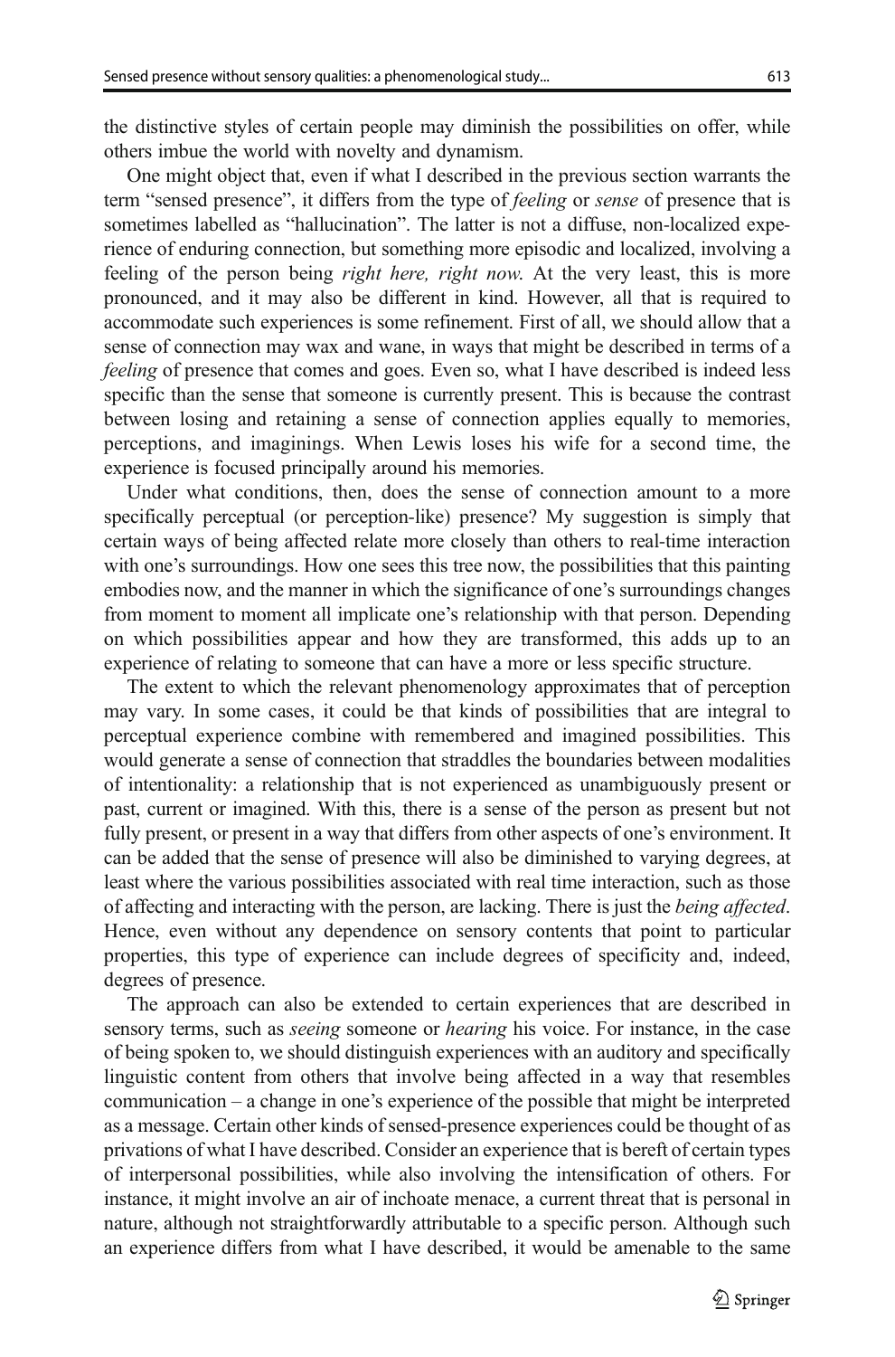the distinctive styles of certain people may diminish the possibilities on offer, while others imbue the world with novelty and dynamism.

One might object that, even if what I described in the previous section warrants the term "sensed presence", it differs from the type of *feeling* or *sense* of presence that is sometimes labelled as "hallucination". The latter is not a diffuse, non-localized experience of enduring connection, but something more episodic and localized, involving a feeling of the person being *right here, right now*. At the very least, this is more pronounced, and it may also be different in kind. However, all that is required to accommodate such experiences is some refinement. First of all, we should allow that a sense of connection may wax and wane, in ways that might be described in terms of a *feeling* of presence that comes and goes. Even so, what I have described is indeed less specific than the sense that someone is currently present. This is because the contrast between losing and retaining a sense of connection applies equally to memories, perceptions, and imaginings. When Lewis loses his wife for a second time, the experience is focused principally around his memories.

Under what conditions, then, does the sense of connection amount to a more specifically perceptual (or perception-like) presence? My suggestion is simply that certain ways of being affected relate more closely than others to real-time interaction with one's surroundings. How one sees this tree now, the possibilities that this painting embodies now, and the manner in which the significance of one's surroundings changes from moment to moment all implicate one's relationship with that person. Depending on which possibilities appear and how they are transformed, this adds up to an experience of relating to someone that can have a more or less specific structure.

The extent to which the relevant phenomenology approximates that of perception may vary. In some cases, it could be that kinds of possibilities that are integral to perceptual experience combine with remembered and imagined possibilities. This would generate a sense of connection that straddles the boundaries between modalities of intentionality: a relationship that is not experienced as unambiguously present or past, current or imagined. With this, there is a sense of the person as present but not fully present, or present in a way that differs from other aspects of one's environment. It can be added that the sense of presence will also be diminished to varying degrees, at least where the various possibilities associated with real time interaction, such as those of affecting and interacting with the person, are lacking. There is just the *being affected*. Hence, even without any dependence on sensory contents that point to particular properties, this type of experience can include degrees of specificity and, indeed, degrees of presence.

The approach can also be extended to certain experiences that are described in sensory terms, such as *seeing* someone or *hearing* his voice. For instance, in the case of being spoken to, we should distinguish experiences with an auditory and specifically linguistic content from others that involve being affected in a way that resembles communication – a change in one's experience of the possible that might be interpreted as a message. Certain other kinds of sensed-presence experiences could be thought of as privations of what I have described. Consider an experience that is bereft of certain types of interpersonal possibilities, while also involving the intensification of others. For instance, it might involve an air of inchoate menace, a current threat that is personal in nature, although not straightforwardly attributable to a specific person. Although such an experience differs from what I have described, it would be amenable to the same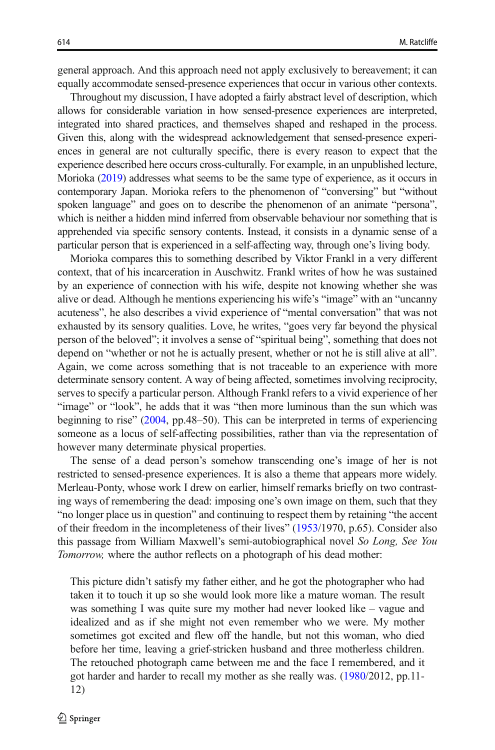general approach. And this approach need not apply exclusively to bereavement; it can equally accommodate sensed-presence experiences that occur in various other contexts.

Throughout my discussion, I have adopted a fairly abstract level of description, which allows for considerable variation in how sensed-presence experiences are interpreted, integrated into shared practices, and themselves shaped and reshaped in the process. Given this, along with the widespread acknowledgement that sensed-presence experiences in general are not culturally specific, there is every reason to expect that the experience described here occurs cross-culturally. For example, in an unpublished lecture, Morioka (2019) addresses what seems to be the same type of experience, as it occurs in contemporary Japan. Morioka refers to the phenomenon of "conversing" but "without spoken language" and goes on to describe the phenomenon of an animate "persona", which is neither a hidden mind inferred from observable behaviour nor something that is apprehended via specific sensory contents. Instead, it consists in a dynamic sense of a particular person that is experienced in a self-affecting way, through one's living body.

Morioka compares this to something described by Viktor Frankl in a very different context, that of his incarceration in Auschwitz. Frankl writes of how he was sustained by an experience of connection with his wife, despite not knowing whether she was alive or dead. Although he mentions experiencing his wife's "image" with an "uncanny acuteness", he also describes a vivid experience of "mental conversation" that was not exhausted by its sensory qualities. Love, he writes, "goes very far beyond the physical person of the beloved"; it involves a sense of "spiritual being", something that does not depend on "whether or not he is actually present, whether or not he is still alive at all". Again, we come across something that is not traceable to an experience with more determinate sensory content. A way of being affected, sometimes involving reciprocity, serves to specify a particular person. Although Frankl refers to a vivid experience of her "image" or "look", he adds that it was "then more luminous than the sun which was beginning to rise" (2004, pp.48–50). This can be interpreted in terms of experiencing someone as a locus of self-affecting possibilities, rather than via the representation of however many determinate physical properties.

The sense of a dead person's somehow transcending one's image of her is not restricted to sensed-presence experiences. It is also a theme that appears more widely. Merleau-Ponty, whose work I drew on earlier, himself remarks briefly on two contrasting ways of remembering the dead: imposing one's own image on them, such that they "no longer place us in question" and continuing to respect them by retaining "the accent of their freedom in the incompleteness of their lives" (1953/1970, p.65). Consider also this passage from William Maxwell's semi-autobiographical novel *So Long, See You Tomorrow,* where the author reflects on a photograph of his dead mother:

> This picture didn't satisfy my father either, and he got the photographer who had taken it to touch it up so she would look more like a mature woman. The result was something I was quite sure my mother had never looked like – vague and idealized and as if she might not even remember who we were. My mother sometimes got excited and flew off the handle, but not this woman, who died before her time, leaving a grief-stricken husband and three motherless children. The retouched photograph came between me and the face I remembered, and it got harder and harder to recall my mother as she really was. (1980/2012, pp.11-12)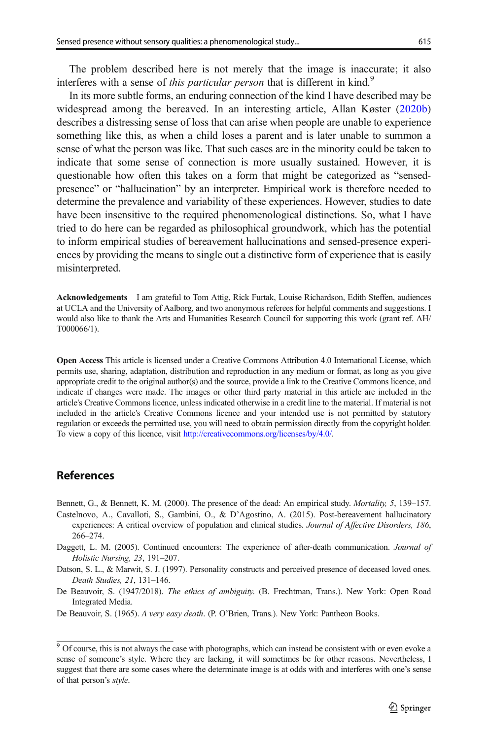The problem described here is not merely that the image is inaccurate; it also interferes with a sense of *this particular person* that is different in kind.[9]

In its more subtle forms, an enduring connection of the kind I have described may be widespread among the bereaved. In an interesting article, Allan Køster (2020b) describes a distressing sense of loss that can arise when people are unable to experience something like this, as when a child loses a parent and is later unable to summon a sense of what the person was like. That such cases are in the minority could be taken to indicate that some sense of connection is more usually sustained. However, it is questionable how often this takes on a form that might be categorized as "sensed-presence" or "hallucination" by an interpreter. Empirical work is therefore needed to determine the prevalence and variability of these experiences. However, studies to date have been insensitive to the required phenomenological distinctions. So, what I have tried to do here can be regarded as philosophical groundwork, which has the potential to inform empirical studies of bereavement hallucinations and sensed-presence experiences by providing the means to single out a distinctive form of experience that is easily misinterpreted.

**Acknowledgements** I am grateful to Tom Attig, Rick Furtak, Louise Richardson, Edith Steffen, audiences at UCLA and the University of Aalborg, and two anonymous referees for helpful comments and suggestions. I would also like to thank the Arts and Humanities Research Council for supporting this work (grant ref. AH/T000066/1).

**Open Access** This article is licensed under a Creative Commons Attribution 4.0 International License, which permits use, sharing, adaptation, distribution and reproduction in any medium or format, as long as you give appropriate credit to the original author(s) and the source, provide a link to the Creative Commons licence, and indicate if changes were made. The images or other third party material in this article are included in the article's Creative Commons licence, unless indicated otherwise in a credit line to the material. If material is not included in the article's Creative Commons licence and your intended use is not permitted by statutory regulation or exceeds the permitted use, you will need to obtain permission directly from the copyright holder. To view a copy of this licence, visit http://creativecommons.org/licenses/by/4.0/.

## References

Bennett, G., & Bennett, K. M. (2000). The presence of the dead: An empirical study. *Mortality, 5*, 139–157.

Castelnovo, A., Cavallotti, S., Gambini, O., & D'Agostino, A. (2015). Post-bereavement hallucinatory experiences: A critical overview of population and clinical studies. *Journal of Affective Disorders, 186*, 266–274.

Daggett, L. M. (2005). Continued encounters: The experience of after-death communication. *Journal of Holistic Nursing, 23*, 191–207.

Datson, S. L., & Marwit, S. J. (1997). Personality constructs and perceived presence of deceased loved ones. *Death Studies, 21*, 131–146.

De Beauvoir, S. (1947/2018). *The ethics of ambiguity.* (B. Frechtman, Trans.). New York: Open Road Integrated Media.

De Beauvoir, S. (1965). *A very easy death*. (P. O'Brien, Trans.). New York: Pantheon Books.

[9] Of course, this is not always the case with photographs, which can instead be consistent with or even evoke a sense of someone's style. Where they are lacking, it will sometimes be for other reasons. Nevertheless, I suggest that there are some cases where the determinate image is at odds with and interferes with one's sense of that person's *style*.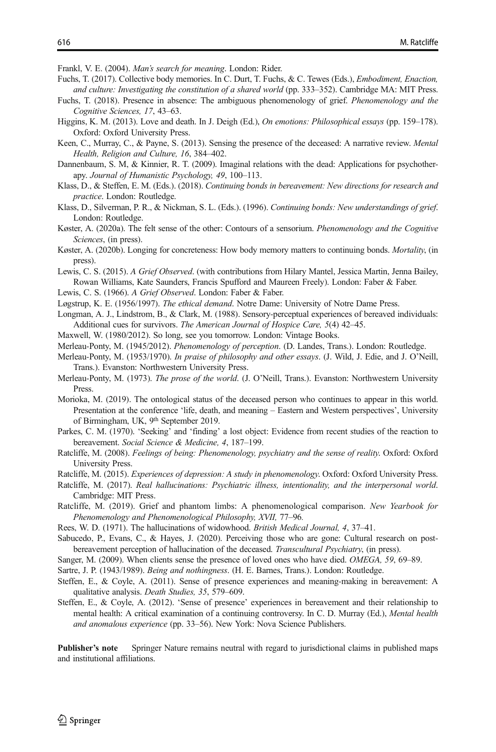Frankl, V. E. (2004). *Man's search for meaning*. London: Rider.

Fuchs, T. (2017). Collective body memories. In C. Durt, T. Fuchs, & C. Tewes (Eds.), *Embodiment, Enaction, and culture: Investigating the constitution of a shared world* (pp. 333–352). Cambridge MA: MIT Press.

Fuchs, T. (2018). Presence in absence: The ambiguous phenomenology of grief. *Phenomenology and the Cognitive Sciences, 17*, 43–63.

Higgins, K. M. (2013). Love and death. In J. Deigh (Ed.), *On emotions: Philosophical essays* (pp. 159–178). Oxford: Oxford University Press.

Keen, C., Murray, C., & Payne, S. (2013). Sensing the presence of the deceased: A narrative review. *Mental Health, Religion and Culture, 16*, 384–402.

Dannenbaum, S. M, & Kinnier, R. T. (2009). Imaginal relations with the dead: Applications for psychotherapy. *Journal of Humanistic Psychology, 49*, 100–113.

Klass, D., & Steffen, E. M. (Eds.). (2018). *Continuing bonds in bereavement: New directions for research and practice*. London: Routledge.

Klass, D., Silverman, P. R., & Nickman, S. L. (Eds.). (1996). *Continuing bonds: New understandings of grief*. London: Routledge.

Køster, A. (2020a). The felt sense of the other: Contours of a sensorium. *Phenomenology and the Cognitive Sciences*, (in press).

Køster, A. (2020b). Longing for concreteness: How body memory matters to continuing bonds. *Mortality*, (in press).

Lewis, C. S. (2015). *A Grief Observed*. (with contributions from Hilary Mantel, Jessica Martin, Jenna Bailey, Rowan Williams, Kate Saunders, Francis Spufford and Maureen Freely). London: Faber & Faber.

Lewis, C. S. (1966). *A Grief Observed*. London: Faber & Faber.

Løgstrup, K. E. (1956/1997). *The ethical demand*. Notre Dame: University of Notre Dame Press.

Longman, A. J., Lindstrom, B., & Clark, M. (1988). Sensory-perceptual experiences of bereaved individuals: Additional cues for survivors. *The American Journal of Hospice Care, 5*(4) 42–45.

Maxwell, W. (1980/2012). So long, see you tomorrow. London: Vintage Books.

Merleau-Ponty, M. (1945/2012). *Phenomenology of perception*. (D. Landes, Trans.). London: Routledge.

Merleau-Ponty, M. (1953/1970). *In praise of philosophy and other essays*. (J. Wild, J. Edie, and J. O'Neill, Trans.). Evanston: Northwestern University Press.

Merleau-Ponty, M. (1973). *The prose of the world*. (J. O'Neill, Trans.). Evanston: Northwestern University Press.

Morioka, M. (2019). The ontological status of the deceased person who continues to appear in this world. Presentation at the conference 'life, death, and meaning – Eastern and Western perspectives', University of Birmingham, UK, 9th September 2019.

Parkes, C. M. (1970). 'Seeking' and 'finding' a lost object: Evidence from recent studies of the reaction to bereavement. *Social Science & Medicine, 4*, 187–199.

Ratcliffe, M. (2008). *Feelings of being: Phenomenology, psychiatry and the sense of reality*. Oxford: Oxford University Press.

Ratcliffe, M. (2015). *Experiences of depression: A study in phenomenology*. Oxford: Oxford University Press.

Ratcliffe, M. (2017). *Real hallucinations: Psychiatric illness, intentionality, and the interpersonal world*. Cambridge: MIT Press.

Ratcliffe, M. (2019). Grief and phantom limbs: A phenomenological comparison. *New Yearbook for Phenomenology and Phenomenological Philosophy, XVII*, 77–96.

Rees, W. D. (1971). The hallucinations of widowhood. *British Medical Journal, 4*, 37–41.

Sabucedo, P., Evans, C., & Hayes, J. (2020). Perceiving those who are gone: Cultural research on post-bereavement perception of hallucination of the deceased. *Transcultural Psychiatry*, (in press).

Sanger, M. (2009). When clients sense the presence of loved ones who have died. *OMEGA, 59*, 69–89.

Sartre, J. P. (1943/1989). *Being and nothingness*. (H. E. Barnes, Trans.). London: Routledge.

Steffen, E., & Coyle, A. (2011). Sense of presence experiences and meaning-making in bereavement: A qualitative analysis. *Death Studies, 35*, 579–609.

Steffen, E., & Coyle, A. (2012). 'Sense of presence' experiences in bereavement and their relationship to mental health: A critical examination of a continuing controversy. In C. D. Murray (Ed.), *Mental health and anomalous experience* (pp. 33–56). New York: Nova Science Publishers.

**Publisher's note** Springer Nature remains neutral with regard to jurisdictional claims in published maps and institutional affiliations.